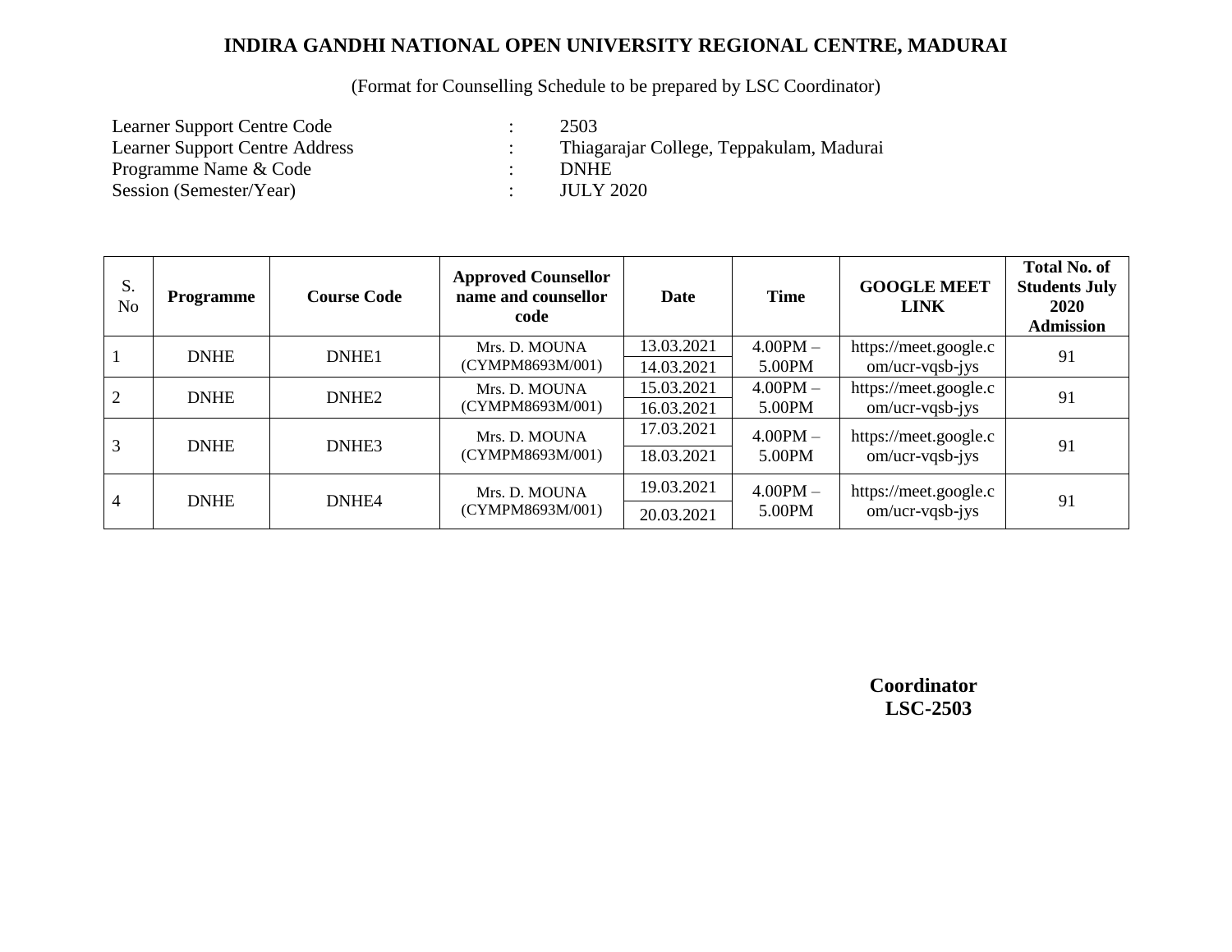# INDIRA GANDHI NATIONAL OPEN UNIVERSITY REGIONAL CENTRE, MADURAI

(Format for Counselling Schedule to be prepared by LSC Coordinator)

Learner Support Centre Code : 2503
Learner Support Centre Address : Thiagarajar College, Teppakulam, Madurai
Programme Name & Code : DNHE
Session (Semester/Year) : JULY 2020

| S. No | Programme | Course Code | Approved Counsellor name and counsellor code | Date | Time | GOOGLE MEET LINK | Total No. of Students July 2020 Admission |
|---|---|---|---|---|---|---|---|
| 1 | DNHE | DNHE1 | Mrs. D. MOUNA (CYMPM8693M/001) | 13.03.2021 | 4.00PM – 5.00PM | https://meet.google.com/ucr-vqsb-jys | 91 |
| | | | | 14.03.2021 | | | |
| 2 | DNHE | DNHE2 | Mrs. D. MOUNA (CYMPM8693M/001) | 15.03.2021 | 4.00PM – 5.00PM | https://meet.google.com/ucr-vqsb-jys | 91 |
| | | | | 16.03.2021 | | | |
| 3 | DNHE | DNHE3 | Mrs. D. MOUNA (CYMPM8693M/001) | 17.03.2021 | 4.00PM – 5.00PM | https://meet.google.com/ucr-vqsb-jys | 91 |
| | | | | 18.03.2021 | | | |
| 4 | DNHE | DNHE4 | Mrs. D. MOUNA (CYMPM8693M/001) | 19.03.2021 | 4.00PM – 5.00PM | https://meet.google.com/ucr-vqsb-jys | 91 |
| | | | | 20.03.2021 | | | |

**Coordinator**
**LSC-2503**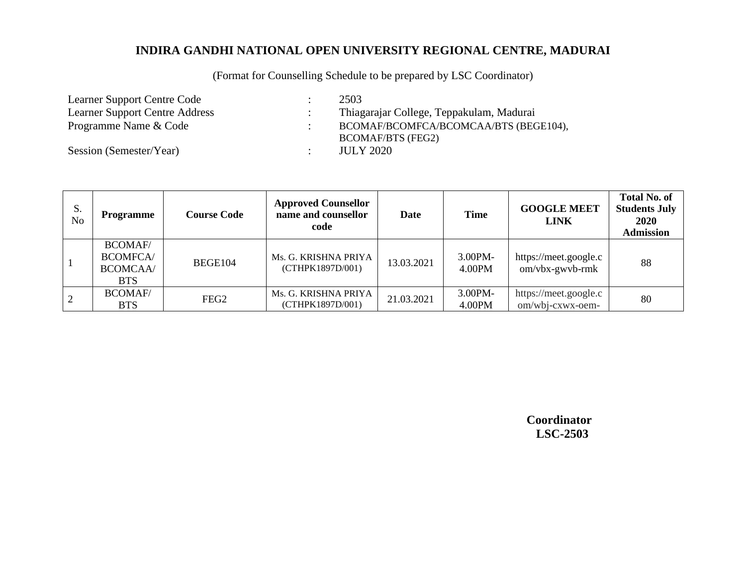## INDIRA GANDHI NATIONAL OPEN UNIVERSITY REGIONAL CENTRE, MADURAI

(Format for Counselling Schedule to be prepared by LSC Coordinator)

Learner Support Centre Code : 2503

Learner Support Centre Address : Thiagarajar College, Teppakulam, Madurai

Programme Name & Code : BCOMAF/BCOMFCA/BCOMCAA/BTS (BEGE104), BCOMAF/BTS (FEG2)

Session (Semester/Year) : JULY 2020

| S. No | Programme | Course Code | Approved Counsellor name and counsellor code | Date | Time | GOOGLE MEET LINK | Total No. of Students July 2020 Admission |
|---|---|---|---|---|---|---|---|
| 1 | BCOMAF/ BCOMFCA/ BCOMCAA/ BTS | BEGE104 | Ms. G. KRISHNA PRIYA (CTHPK1897D/001) | 13.03.2021 | 3.00PM-4.00PM | https://meet.google.com/vbx-gwvb-rmk | 88 |
| 2 | BCOMAF/ BTS | FEG2 | Ms. G. KRISHNA PRIYA (CTHPK1897D/001) | 21.03.2021 | 3.00PM-4.00PM | https://meet.google.com/wbj-cxwx-oem- | 80 |

**Coordinator**
**LSC-2503**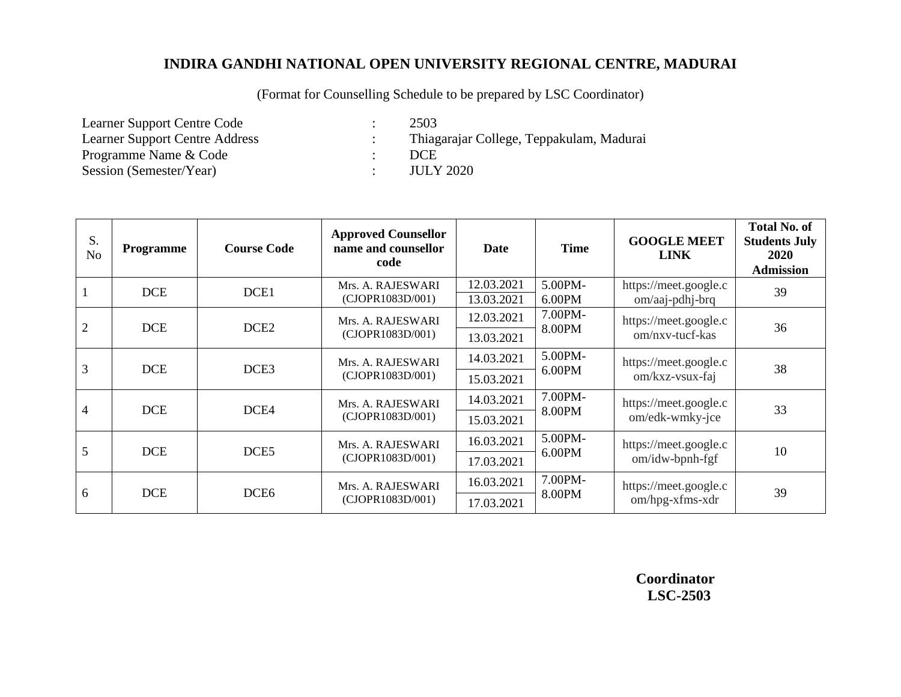# INDIRA GANDHI NATIONAL OPEN UNIVERSITY REGIONAL CENTRE, MADURAI

(Format for Counselling Schedule to be prepared by LSC Coordinator)

| | | |
|---|---|---|
| Learner Support Centre Code | : | 2503 |
| Learner Support Centre Address | : | Thiagarajar College, Teppakulam, Madurai |
| Programme Name & Code | : | DCE |
| Session (Semester/Year) | : | JULY 2020 |

| S. No | Programme | Course Code | Approved Counsellor name and counsellor code | Date | Time | GOOGLE MEET LINK | Total No. of Students July 2020 Admission |
|---|---|---|---|---|---|---|---|
| 1 | DCE | DCE1 | Mrs. A. RAJESWARI (CJOPR1083D/001) | 12.03.2021<br>13.03.2021 | 5.00PM-6.00PM | https://meet.google.com/aaj-pdhj-brq | 39 |
| 2 | DCE | DCE2 | Mrs. A. RAJESWARI (CJOPR1083D/001) | 12.03.2021<br>13.03.2021 | 7.00PM-8.00PM | https://meet.google.com/nxv-tucf-kas | 36 |
| 3 | DCE | DCE3 | Mrs. A. RAJESWARI (CJOPR1083D/001) | 14.03.2021<br>15.03.2021 | 5.00PM-6.00PM | https://meet.google.com/kxz-vsux-faj | 38 |
| 4 | DCE | DCE4 | Mrs. A. RAJESWARI (CJOPR1083D/001) | 14.03.2021<br>15.03.2021 | 7.00PM-8.00PM | https://meet.google.com/edk-wmky-jce | 33 |
| 5 | DCE | DCE5 | Mrs. A. RAJESWARI (CJOPR1083D/001) | 16.03.2021<br>17.03.2021 | 5.00PM-6.00PM | https://meet.google.com/idw-bpnh-fgf | 10 |
| 6 | DCE | DCE6 | Mrs. A. RAJESWARI (CJOPR1083D/001) | 16.03.2021<br>17.03.2021 | 7.00PM-8.00PM | https://meet.google.com/hpg-xfms-xdr | 39 |

**Coordinator**
**LSC-2503**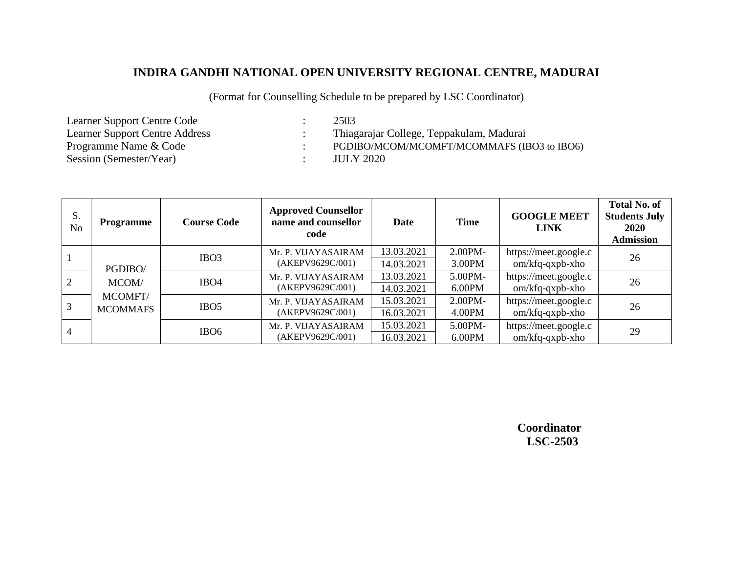# INDIRA GANDHI NATIONAL OPEN UNIVERSITY REGIONAL CENTRE, MADURAI

(Format for Counselling Schedule to be prepared by LSC Coordinator)

Learner Support Centre Code : 2503
Learner Support Centre Address : Thiagarajar College, Teppakulam, Madurai
Programme Name & Code : PGDIBO/MCOM/MCOMFT/MCOMMAFS (IBO3 to IBO6)
Session (Semester/Year) : JULY 2020

| S. No | Programme | Course Code | Approved Counsellor name and counsellor code | Date | Time | GOOGLE MEET LINK | Total No. of Students July 2020 Admission |
|---|---|---|---|---|---|---|---|
| 1 | PGDIBO/ MCOM/ MCOMFT/ MCOMMAFS | IBO3 | Mr. P. VIJAYASAIRAM (AKEPV9629C/001) | 13.03.2021<br>14.03.2021 | 2.00PM-3.00PM | https://meet.google.com/kfq-qxpb-xho | 26 |
| 2 | | IBO4 | Mr. P. VIJAYASAIRAM (AKEPV9629C/001) | 13.03.2021<br>14.03.2021 | 5.00PM-6.00PM | https://meet.google.com/kfq-qxpb-xho | 26 |
| 3 | | IBO5 | Mr. P. VIJAYASAIRAM (AKEPV9629C/001) | 15.03.2021<br>16.03.2021 | 2.00PM-4.00PM | https://meet.google.com/kfq-qxpb-xho | 26 |
| 4 | | IBO6 | Mr. P. VIJAYASAIRAM (AKEPV9629C/001) | 15.03.2021<br>16.03.2021 | 5.00PM-6.00PM | https://meet.google.com/kfq-qxpb-xho | 29 |

**Coordinator**
**LSC-2503**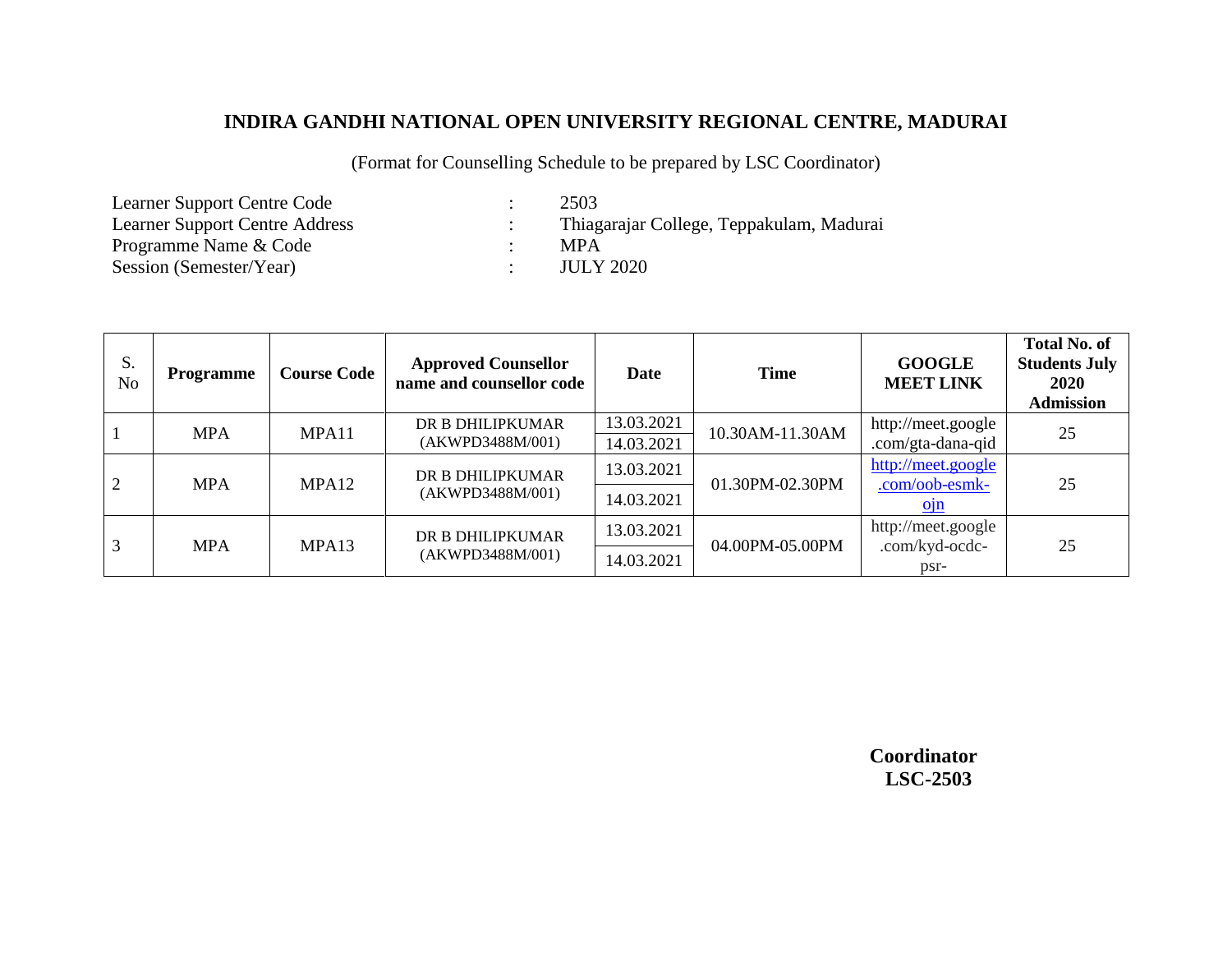# INDIRA GANDHI NATIONAL OPEN UNIVERSITY REGIONAL CENTRE, MADURAI

(Format for Counselling Schedule to be prepared by LSC Coordinator)

Learner Support Centre Code : 2503
Learner Support Centre Address : Thiagarajar College, Teppakulam, Madurai
Programme Name & Code : MPA
Session (Semester/Year) : JULY 2020

| S. No | Programme | Course Code | Approved Counsellor name and counsellor code | Date | Time | GOOGLE MEET LINK | Total No. of Students July 2020 Admission |
|---|---|---|---|---|---|---|---|
| 1 | MPA | MPA11 | DR B DHILIPKUMAR (AKWPD3488M/001) | 13.03.2021<br>14.03.2021 | 10.30AM-11.30AM | http://meet.google.com/gta-dana-qid | 25 |
| 2 | MPA | MPA12 | DR B DHILIPKUMAR (AKWPD3488M/001) | 13.03.2021<br>14.03.2021 | 01.30PM-02.30PM | http://meet.google.com/oob-esmk-ojn | 25 |
| 3 | MPA | MPA13 | DR B DHILIPKUMAR (AKWPD3488M/001) | 13.03.2021<br>14.03.2021 | 04.00PM-05.00PM | http://meet.google.com/kyd-ocdc-psr- | 25 |

**Coordinator**
**LSC-2503**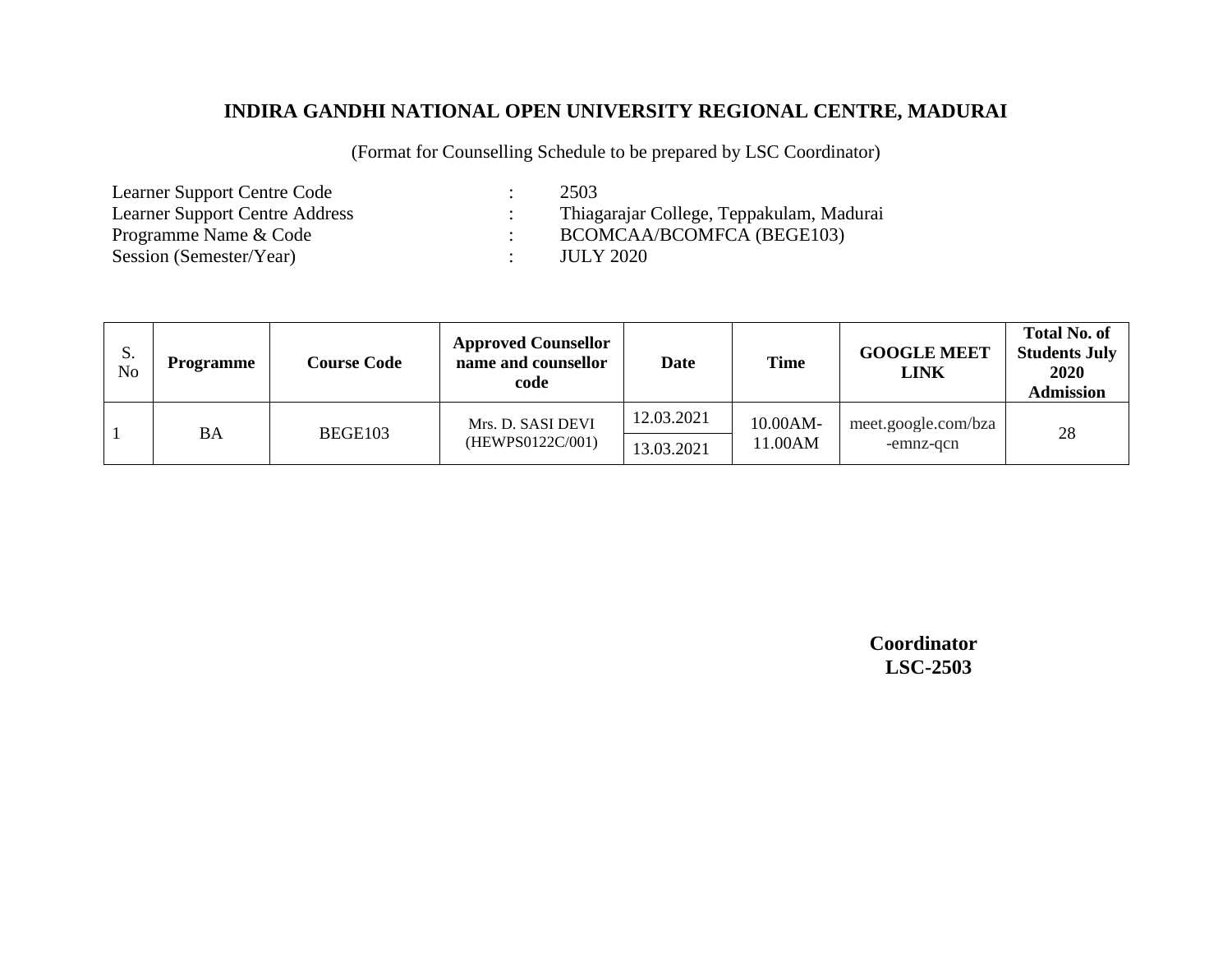## INDIRA GANDHI NATIONAL OPEN UNIVERSITY REGIONAL CENTRE, MADURAI

(Format for Counselling Schedule to be prepared by LSC Coordinator)

| | | |
|---|---|---|
| Learner Support Centre Code | : | 2503 |
| Learner Support Centre Address | : | Thiagarajar College, Teppakulam, Madurai |
| Programme Name & Code | : | BCOMCAA/BCOMFCA (BEGE103) |
| Session (Semester/Year) | : | JULY 2020 |

| S. No | Programme | Course Code | Approved Counsellor name and counsellor code | Date | Time | GOOGLE MEET LINK | Total No. of Students July 2020 Admission |
|---|---|---|---|---|---|---|---|
| 1 | BA | BEGE103 | Mrs. D. SASI DEVI (HEWPS0122C/001) | 12.03.2021<br>13.03.2021 | 10.00AM-11.00AM | meet.google.com/bza-emnz-qcn | 28 |

**Coordinator**
**LSC-2503**